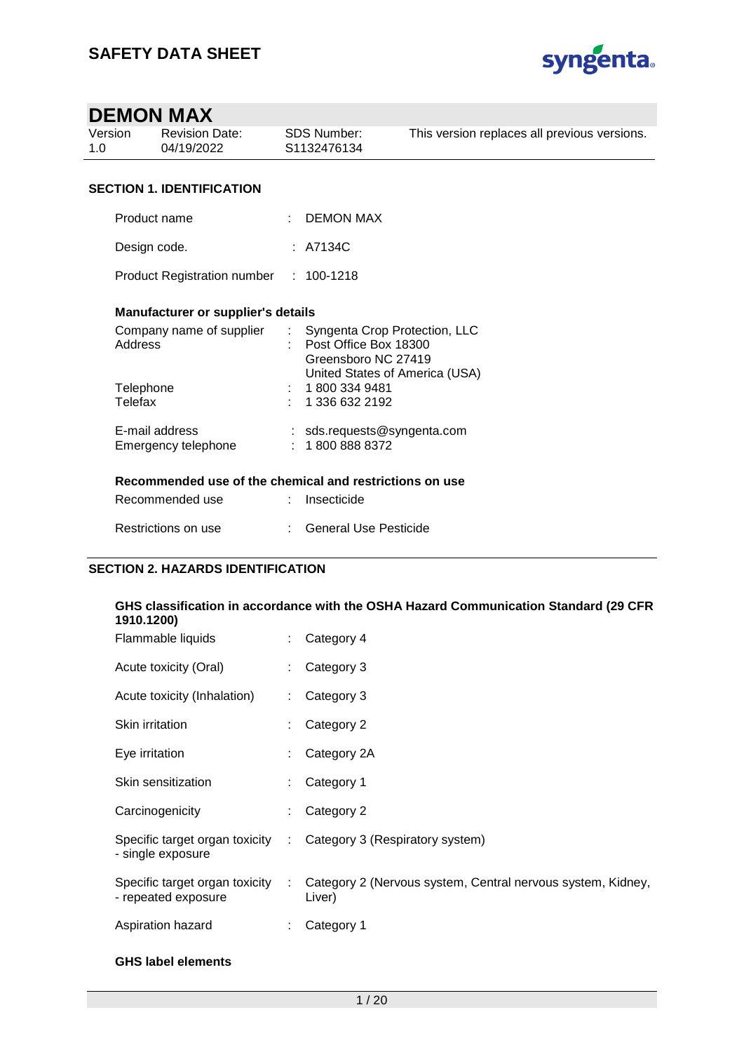# SAFETY DATA SHEET

## DEMON MAX

| Version | Revision Date: | SDS Number: | This version replaces all previous versions. |
|---|---|---|---|
| 1.0 | 04/19/2022 | S1132476134 | |

### SECTION 1. IDENTIFICATION

| | | |
|---|---|---|
| Product name | : | DEMON MAX |
| Design code. | : | A7134C |
| Product Registration number | : | 100-1218 |

**Manufacturer or supplier's details**

| | | |
|---|---|---|
| Company name of supplier | : | Syngenta Crop Protection, LLC |
| Address | : | Post Office Box 18300<br>Greensboro NC 27419<br>United States of America (USA) |
| Telephone | : | 1 800 334 9481 |
| Telefax | : | 1 336 632 2192 |
| E-mail address | : | sds.requests@syngenta.com |
| Emergency telephone | : | 1 800 888 8372 |

**Recommended use of the chemical and restrictions on use**

| | | |
|---|---|---|
| Recommended use | : | Insecticide |
| Restrictions on use | : | General Use Pesticide |

### SECTION 2. HAZARDS IDENTIFICATION

**GHS classification in accordance with the OSHA Hazard Communication Standard (29 CFR 1910.1200)**

| | | |
|---|---|---|
| Flammable liquids | : | Category 4 |
| Acute toxicity (Oral) | : | Category 3 |
| Acute toxicity (Inhalation) | : | Category 3 |
| Skin irritation | : | Category 2 |
| Eye irritation | : | Category 2A |
| Skin sensitization | : | Category 1 |
| Carcinogenicity | : | Category 2 |
| Specific target organ toxicity - single exposure | : | Category 3 (Respiratory system) |
| Specific target organ toxicity - repeated exposure | : | Category 2 (Nervous system, Central nervous system, Kidney, Liver) |
| Aspiration hazard | : | Category 1 |

**GHS label elements**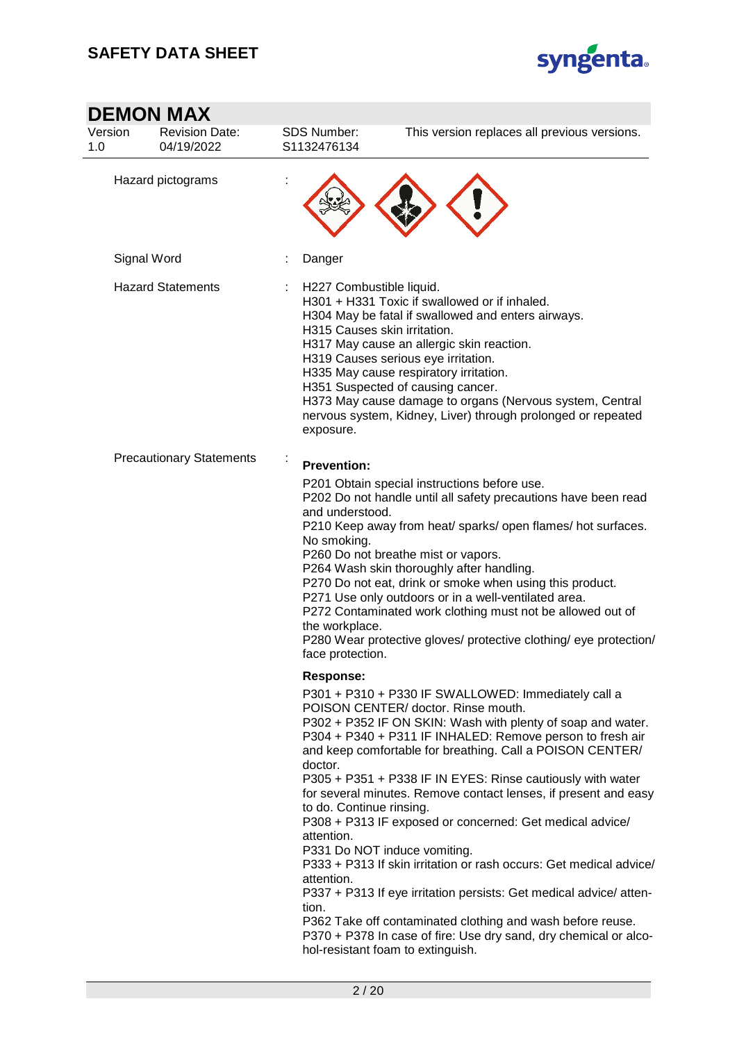## DEMON MAX

| Version | Revision Date: | SDS Number: | This version replaces all previous versions. |
|---|---|---|---|
| 1.0 | 04/19/2022 | S1132476134 | |

Hazard pictograms :

Signal Word : Danger

Hazard Statements :
H227 Combustible liquid.
H301 + H331 Toxic if swallowed or if inhaled.
H304 May be fatal if swallowed and enters airways.
H315 Causes skin irritation.
H317 May cause an allergic skin reaction.
H319 Causes serious eye irritation.
H335 May cause respiratory irritation.
H351 Suspected of causing cancer.
H373 May cause damage to organs (Nervous system, Central nervous system, Kidney, Liver) through prolonged or repeated exposure.

Precautionary Statements :

**Prevention:**

P201 Obtain special instructions before use.
P202 Do not handle until all safety precautions have been read and understood.
P210 Keep away from heat/ sparks/ open flames/ hot surfaces. No smoking.
P260 Do not breathe mist or vapors.
P264 Wash skin thoroughly after handling.
P270 Do not eat, drink or smoke when using this product.
P271 Use only outdoors or in a well-ventilated area.
P272 Contaminated work clothing must not be allowed out of the workplace.
P280 Wear protective gloves/ protective clothing/ eye protection/ face protection.

**Response:**

P301 + P310 + P330 IF SWALLOWED: Immediately call a POISON CENTER/ doctor. Rinse mouth.
P302 + P352 IF ON SKIN: Wash with plenty of soap and water.
P304 + P340 + P311 IF INHALED: Remove person to fresh air and keep comfortable for breathing. Call a POISON CENTER/ doctor.
P305 + P351 + P338 IF IN EYES: Rinse cautiously with water for several minutes. Remove contact lenses, if present and easy to do. Continue rinsing.
P308 + P313 IF exposed or concerned: Get medical advice/ attention.
P331 Do NOT induce vomiting.
P333 + P313 If skin irritation or rash occurs: Get medical advice/ attention.
P337 + P313 If eye irritation persists: Get medical advice/ attention.
P362 Take off contaminated clothing and wash before reuse.
P370 + P378 In case of fire: Use dry sand, dry chemical or alcohol-resistant foam to extinguish.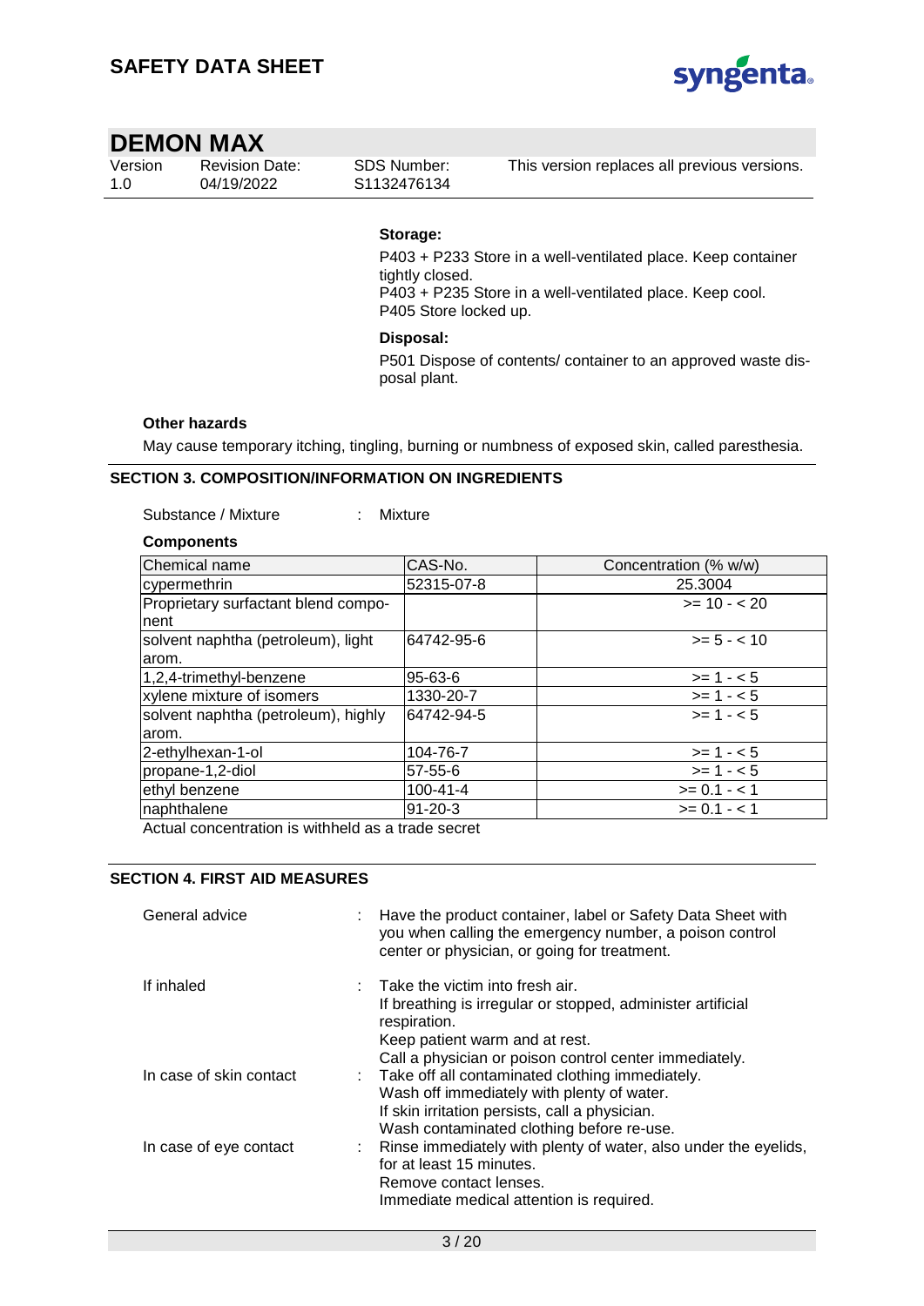**Storage:**

P403 + P233 Store in a well-ventilated place. Keep container tightly closed.
P403 + P235 Store in a well-ventilated place. Keep cool.
P405 Store locked up.

**Disposal:**

P501 Dispose of contents/ container to an approved waste disposal plant.

**Other hazards**

May cause temporary itching, tingling, burning or numbness of exposed skin, called paresthesia.

## SECTION 3. COMPOSITION/INFORMATION ON INGREDIENTS

Substance / Mixture : Mixture

**Components**

| Chemical name | CAS-No. | Concentration (% w/w) |
|---|---|---|
| cypermethrin | 52315-07-8 | 25.3004 |
| Proprietary surfactant blend component | | >= 10 - < 20 |
| solvent naphtha (petroleum), light arom. | 64742-95-6 | >= 5 - < 10 |
| 1,2,4-trimethyl-benzene | 95-63-6 | >= 1 - < 5 |
| xylene mixture of isomers | 1330-20-7 | >= 1 - < 5 |
| solvent naphtha (petroleum), highly arom. | 64742-94-5 | >= 1 - < 5 |
| 2-ethylhexan-1-ol | 104-76-7 | >= 1 - < 5 |
| propane-1,2-diol | 57-55-6 | >= 1 - < 5 |
| ethyl benzene | 100-41-4 | >= 0.1 - < 1 |
| naphthalene | 91-20-3 | >= 0.1 - < 1 |

Actual concentration is withheld as a trade secret

## SECTION 4. FIRST AID MEASURES

General advice : Have the product container, label or Safety Data Sheet with you when calling the emergency number, a poison control center or physician, or going for treatment.

If inhaled : Take the victim into fresh air.
If breathing is irregular or stopped, administer artificial respiration.
Keep patient warm and at rest.
Call a physician or poison control center immediately.

In case of skin contact : Take off all contaminated clothing immediately.
Wash off immediately with plenty of water.
If skin irritation persists, call a physician.
Wash contaminated clothing before re-use.

In case of eye contact : Rinse immediately with plenty of water, also under the eyelids, for at least 15 minutes.
Remove contact lenses.
Immediate medical attention is required.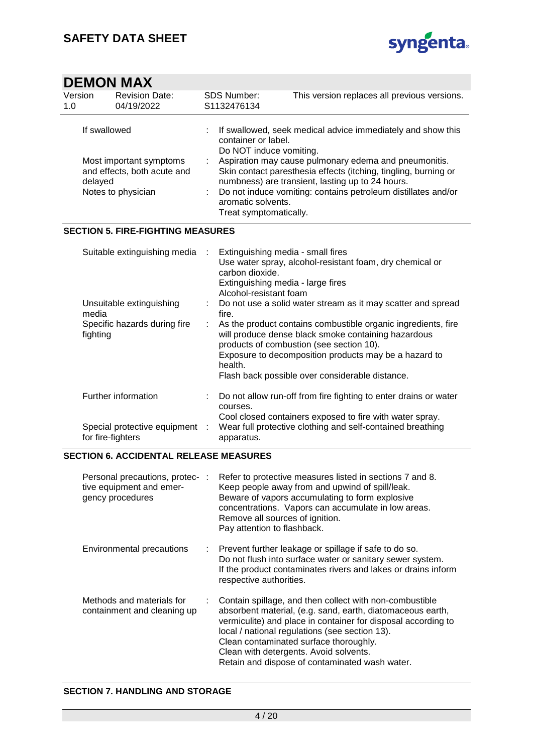| | | |
|---|---|---|
| If swallowed | : | If swallowed, seek medical advice immediately and show this container or label. Do NOT induce vomiting. |
| Most important symptoms and effects, both acute and delayed | : | Aspiration may cause pulmonary edema and pneumonitis. Skin contact paresthesia effects (itching, tingling, burning or numbness) are transient, lasting up to 24 hours. |
| Notes to physician | : | Do not induce vomiting: contains petroleum distillates and/or aromatic solvents. Treat symptomatically. |

## SECTION 5. FIRE-FIGHTING MEASURES

| | | |
|---|---|---|
| Suitable extinguishing media | : | Extinguishing media - small fires<br>Use water spray, alcohol-resistant foam, dry chemical or carbon dioxide.<br>Extinguishing media - large fires<br>Alcohol-resistant foam |
| Unsuitable extinguishing media | : | Do not use a solid water stream as it may scatter and spread fire. |
| Specific hazards during fire fighting | : | As the product contains combustible organic ingredients, fire will produce dense black smoke containing hazardous products of combustion (see section 10).<br>Exposure to decomposition products may be a hazard to health.<br>Flash back possible over considerable distance. |
| Further information | : | Do not allow run-off from fire fighting to enter drains or water courses.<br>Cool closed containers exposed to fire with water spray. |
| Special protective equipment for fire-fighters | : | Wear full protective clothing and self-contained breathing apparatus. |

## SECTION 6. ACCIDENTAL RELEASE MEASURES

| | | |
|---|---|---|
| Personal precautions, protective equipment and emergency procedures | : | Refer to protective measures listed in sections 7 and 8.<br>Keep people away from and upwind of spill/leak.<br>Beware of vapors accumulating to form explosive concentrations. Vapors can accumulate in low areas.<br>Remove all sources of ignition.<br>Pay attention to flashback. |
| Environmental precautions | : | Prevent further leakage or spillage if safe to do so.<br>Do not flush into surface water or sanitary sewer system.<br>If the product contaminates rivers and lakes or drains inform respective authorities. |
| Methods and materials for containment and cleaning up | : | Contain spillage, and then collect with non-combustible absorbent material, (e.g. sand, earth, diatomaceous earth, vermiculite) and place in container for disposal according to local / national regulations (see section 13).<br>Clean contaminated surface thoroughly.<br>Clean with detergents. Avoid solvents.<br>Retain and dispose of contaminated wash water. |

## SECTION 7. HANDLING AND STORAGE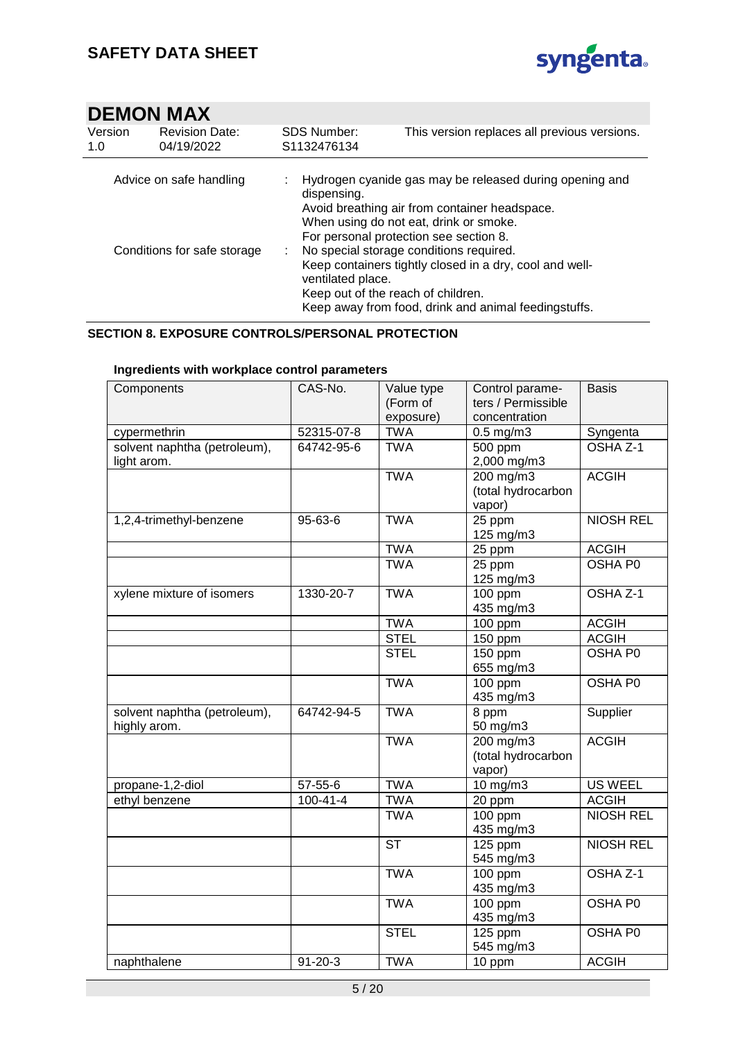| Advice on safe handling | : | Hydrogen cyanide gas may be released during opening and dispensing.<br>Avoid breathing air from container headspace.<br>When using do not eat, drink or smoke.<br>For personal protection see section 8. |
|---|---|---|
| Conditions for safe storage | : | No special storage conditions required.<br>Keep containers tightly closed in a dry, cool and well-ventilated place.<br>Keep out of the reach of children.<br>Keep away from food, drink and animal feedingstuffs. |

## SECTION 8. EXPOSURE CONTROLS/PERSONAL PROTECTION

### Ingredients with workplace control parameters

| Components | CAS-No. | Value type (Form of exposure) | Control parameters / Permissible concentration | Basis |
|---|---|---|---|---|
| cypermethrin | 52315-07-8 | TWA | 0.5 mg/m3 | Syngenta |
| solvent naphtha (petroleum), light arom. | 64742-95-6 | TWA | 500 ppm<br>2,000 mg/m3 | OSHA Z-1 |
| | | TWA | 200 mg/m3 (total hydrocarbon vapor) | ACGIH |
| 1,2,4-trimethyl-benzene | 95-63-6 | TWA | 25 ppm<br>125 mg/m3 | NIOSH REL |
| | | TWA | 25 ppm | ACGIH |
| | | TWA | 25 ppm<br>125 mg/m3 | OSHA P0 |
| xylene mixture of isomers | 1330-20-7 | TWA | 100 ppm<br>435 mg/m3 | OSHA Z-1 |
| | | TWA | 100 ppm | ACGIH |
| | | STEL | 150 ppm | ACGIH |
| | | STEL | 150 ppm<br>655 mg/m3 | OSHA P0 |
| | | TWA | 100 ppm<br>435 mg/m3 | OSHA P0 |
| solvent naphtha (petroleum), highly arom. | 64742-94-5 | TWA | 8 ppm<br>50 mg/m3 | Supplier |
| | | TWA | 200 mg/m3 (total hydrocarbon vapor) | ACGIH |
| propane-1,2-diol | 57-55-6 | TWA | 10 mg/m3 | US WEEL |
| ethyl benzene | 100-41-4 | TWA | 20 ppm | ACGIH |
| | | TWA | 100 ppm<br>435 mg/m3 | NIOSH REL |
| | | ST | 125 ppm<br>545 mg/m3 | NIOSH REL |
| | | TWA | 100 ppm<br>435 mg/m3 | OSHA Z-1 |
| | | TWA | 100 ppm<br>435 mg/m3 | OSHA P0 |
| | | STEL | 125 ppm<br>545 mg/m3 | OSHA P0 |
| naphthalene | 91-20-3 | TWA | 10 ppm | ACGIH |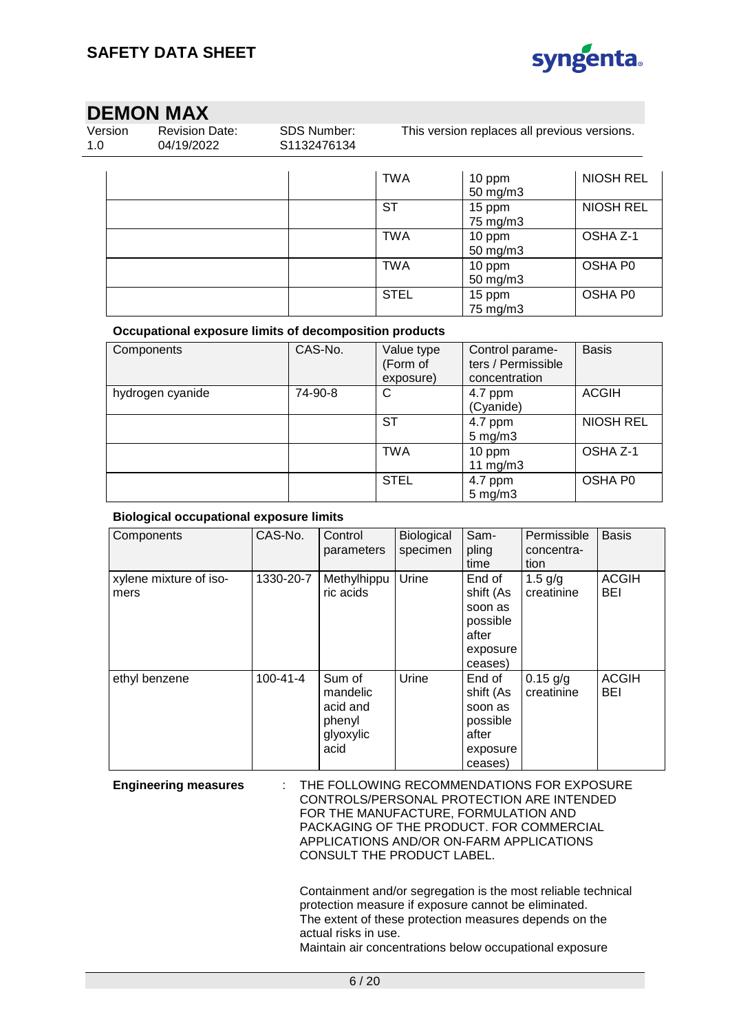| | | TWA | 10 ppm<br>50 mg/m3 | NIOSH REL |
|---|---|---|---|---|
| | | ST | 15 ppm<br>75 mg/m3 | NIOSH REL |
| | | TWA | 10 ppm<br>50 mg/m3 | OSHA Z-1 |
| | | TWA | 10 ppm<br>50 mg/m3 | OSHA P0 |
| | | STEL | 15 ppm<br>75 mg/m3 | OSHA P0 |

**Occupational exposure limits of decomposition products**

| Components | CAS-No. | Value type (Form of exposure) | Control parameters / Permissible concentration | Basis |
|---|---|---|---|---|
| hydrogen cyanide | 74-90-8 | C | 4.7 ppm<br>(Cyanide) | ACGIH |
| | | ST | 4.7 ppm<br>5 mg/m3 | NIOSH REL |
| | | TWA | 10 ppm<br>11 mg/m3 | OSHA Z-1 |
| | | STEL | 4.7 ppm<br>5 mg/m3 | OSHA P0 |

**Biological occupational exposure limits**

| Components | CAS-No. | Control parameters | Biological specimen | Sampling time | Permissible concentration | Basis |
|---|---|---|---|---|---|---|
| xylene mixture of isomers | 1330-20-7 | Methylhippuric acids | Urine | End of shift (As soon as possible after exposure ceases) | 1.5 g/g creatinine | ACGIH BEI |
| ethyl benzene | 100-41-4 | Sum of mandelic acid and phenyl glyoxylic acid | Urine | End of shift (As soon as possible after exposure ceases) | 0.15 g/g creatinine | ACGIH BEI |

**Engineering measures** : THE FOLLOWING RECOMMENDATIONS FOR EXPOSURE CONTROLS/PERSONAL PROTECTION ARE INTENDED FOR THE MANUFACTURE, FORMULATION AND PACKAGING OF THE PRODUCT. FOR COMMERCIAL APPLICATIONS AND/OR ON-FARM APPLICATIONS CONSULT THE PRODUCT LABEL.

Containment and/or segregation is the most reliable technical protection measure if exposure cannot be eliminated.
The extent of these protection measures depends on the actual risks in use.
Maintain air concentrations below occupational exposure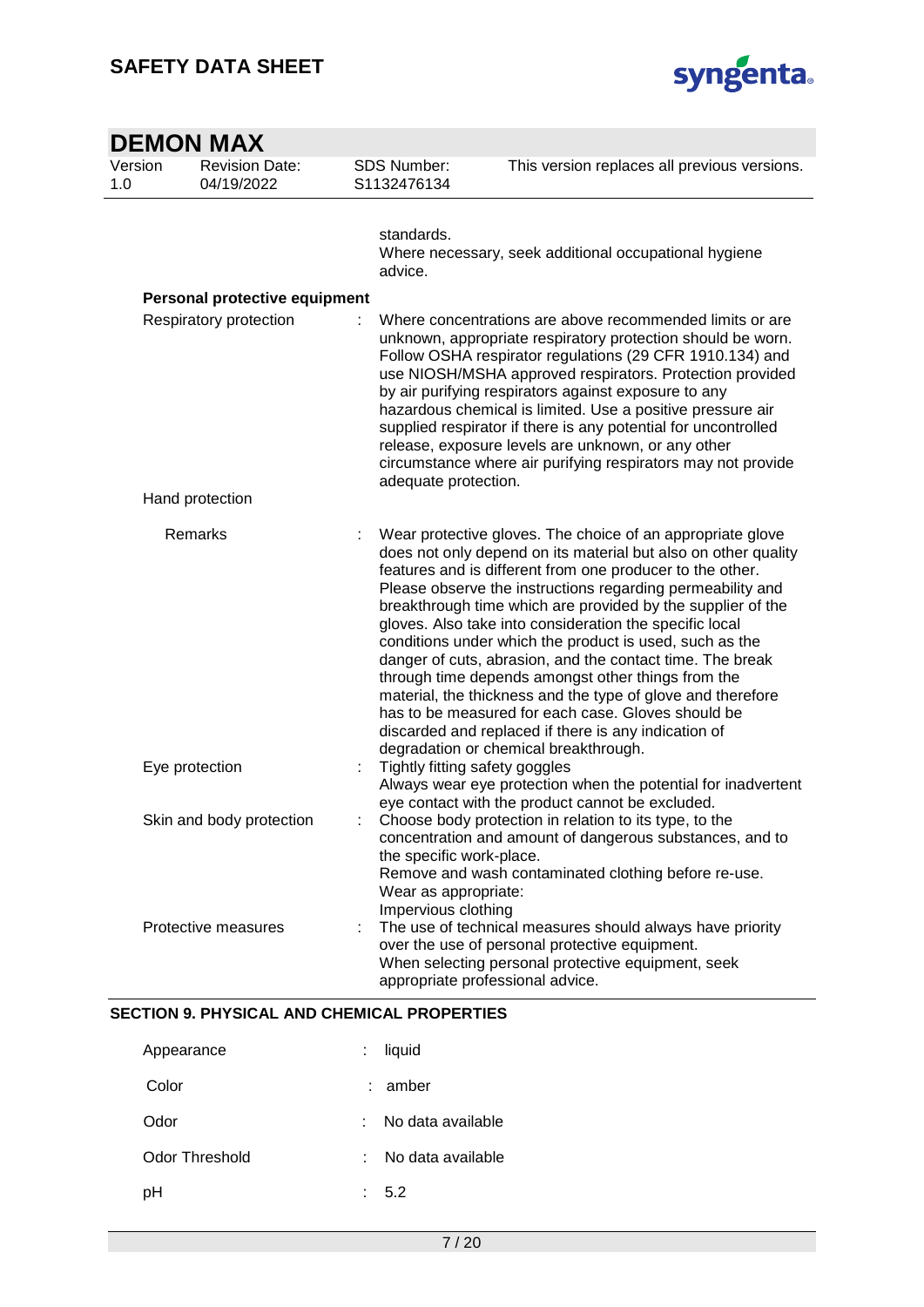standards.
Where necessary, seek additional occupational hygiene advice.

**Personal protective equipment**

| | |
|---|---|
| Respiratory protection | : Where concentrations are above recommended limits or are unknown, appropriate respiratory protection should be worn. Follow OSHA respirator regulations (29 CFR 1910.134) and use NIOSH/MSHA approved respirators. Protection provided by air purifying respirators against exposure to any hazardous chemical is limited. Use a positive pressure air supplied respirator if there is any potential for uncontrolled release, exposure levels are unknown, or any other circumstance where air purifying respirators may not provide adequate protection. |
| Hand protection | |
| Remarks | : Wear protective gloves. The choice of an appropriate glove does not only depend on its material but also on other quality features and is different from one producer to the other. Please observe the instructions regarding permeability and breakthrough time which are provided by the supplier of the gloves. Also take into consideration the specific local conditions under which the product is used, such as the danger of cuts, abrasion, and the contact time. The break through time depends amongst other things from the material, the thickness and the type of glove and therefore has to be measured for each case. Gloves should be discarded and replaced if there is any indication of degradation or chemical breakthrough. |
| Eye protection | : Tightly fitting safety goggles<br>Always wear eye protection when the potential for inadvertent eye contact with the product cannot be excluded. |
| Skin and body protection | : Choose body protection in relation to its type, to the concentration and amount of dangerous substances, and to the specific work-place.<br>Remove and wash contaminated clothing before re-use.<br>Wear as appropriate:<br>Impervious clothing |
| Protective measures | : The use of technical measures should always have priority over the use of personal protective equipment.<br>When selecting personal protective equipment, seek appropriate professional advice. |

## SECTION 9. PHYSICAL AND CHEMICAL PROPERTIES

| | |
|---|---|
| Appearance | : liquid |
| Color | : amber |
| Odor | : No data available |
| Odor Threshold | : No data available |
| pH | : 5.2 |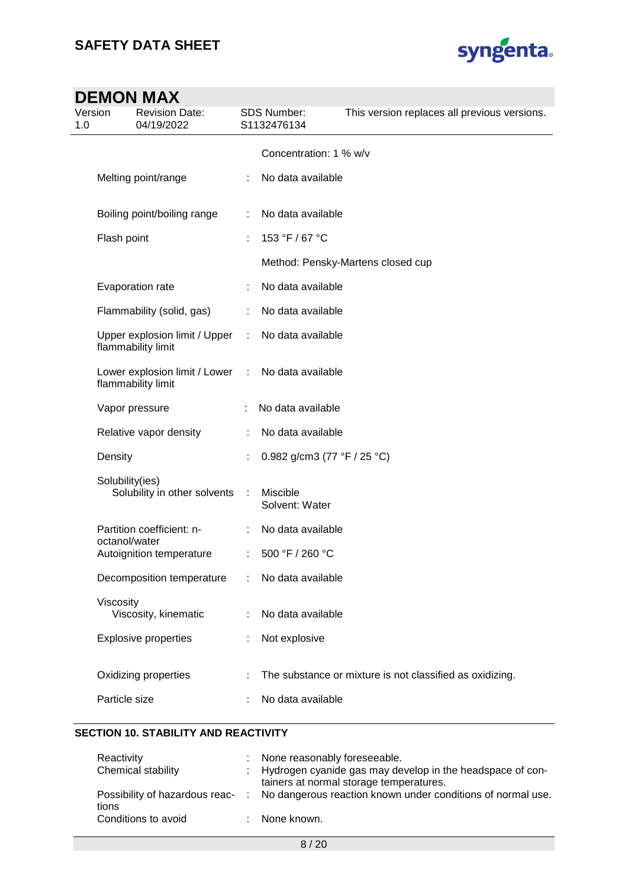| | | |
|---|---|---|
| | | Concentration: 1 % w/v |
| Melting point/range | : | No data available |
| Boiling point/boiling range | : | No data available |
| Flash point | : | 153 °F / 67 °C |
| | | Method: Pensky-Martens closed cup |
| Evaporation rate | : | No data available |
| Flammability (solid, gas) | : | No data available |
| Upper explosion limit / Upper flammability limit | : | No data available |
| Lower explosion limit / Lower flammability limit | : | No data available |
| Vapor pressure | : | No data available |
| Relative vapor density | : | No data available |
| Density | : | 0.982 g/cm3 (77 °F / 25 °C) |
| Solubility(ies) | | |
| Solubility in other solvents | : | Miscible<br>Solvent: Water |
| Partition coefficient: n-octanol/water | : | No data available |
| Autoignition temperature | : | 500 °F / 260 °C |
| Decomposition temperature | : | No data available |
| Viscosity | | |
| Viscosity, kinematic | : | No data available |
| Explosive properties | : | Not explosive |
| Oxidizing properties | : | The substance or mixture is not classified as oxidizing. |
| Particle size | : | No data available |

## SECTION 10. STABILITY AND REACTIVITY

| | | |
|---|---|---|
| Reactivity | : | None reasonably foreseeable. |
| Chemical stability | : | Hydrogen cyanide gas may develop in the headspace of containers at normal storage temperatures. |
| Possibility of hazardous reactions | : | No dangerous reaction known under conditions of normal use. |
| Conditions to avoid | : | None known. |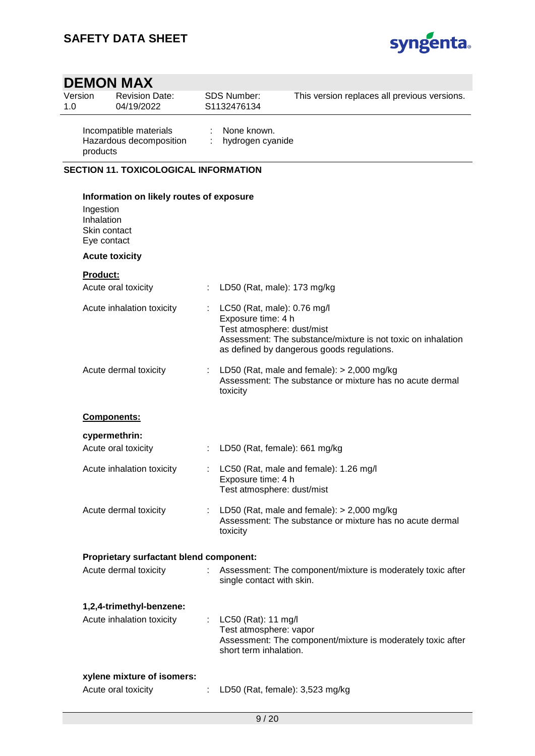Incompatible materials : None known.
Hazardous decomposition products : hydrogen cyanide

## SECTION 11. TOXICOLOGICAL INFORMATION

**Information on likely routes of exposure**

Ingestion
Inhalation
Skin contact
Eye contact

**Acute toxicity**

**Product:**

Acute oral toxicity : LD50 (Rat, male): 173 mg/kg

Acute inhalation toxicity : LC50 (Rat, male): 0.76 mg/l
Exposure time: 4 h
Test atmosphere: dust/mist
Assessment: The substance/mixture is not toxic on inhalation as defined by dangerous goods regulations.

Acute dermal toxicity : LD50 (Rat, male and female): > 2,000 mg/kg
Assessment: The substance or mixture has no acute dermal toxicity

**Components:**

**cypermethrin:**

Acute oral toxicity : LD50 (Rat, female): 661 mg/kg

Acute inhalation toxicity : LC50 (Rat, male and female): 1.26 mg/l
Exposure time: 4 h
Test atmosphere: dust/mist

Acute dermal toxicity : LD50 (Rat, male and female): > 2,000 mg/kg
Assessment: The substance or mixture has no acute dermal toxicity

**Proprietary surfactant blend component:**

Acute dermal toxicity : Assessment: The component/mixture is moderately toxic after single contact with skin.

**1,2,4-trimethyl-benzene:**

Acute inhalation toxicity : LC50 (Rat): 11 mg/l
Test atmosphere: vapor
Assessment: The component/mixture is moderately toxic after short term inhalation.

**xylene mixture of isomers:**

Acute oral toxicity : LD50 (Rat, female): 3,523 mg/kg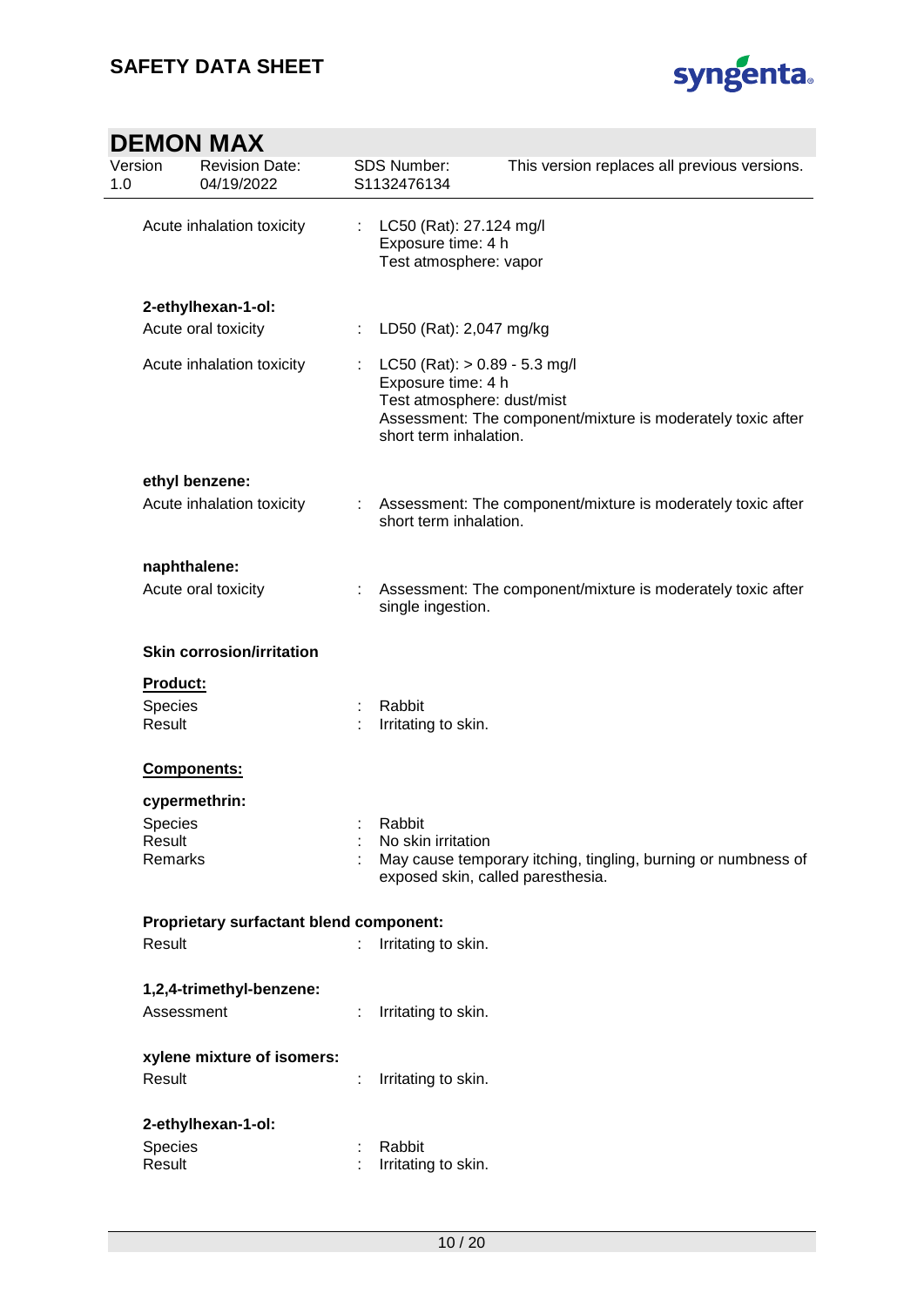Acute inhalation toxicity : LC50 (Rat): 27.124 mg/l
Exposure time: 4 h
Test atmosphere: vapor

**2-ethylhexan-1-ol:**

Acute oral toxicity : LD50 (Rat): 2,047 mg/kg

Acute inhalation toxicity : LC50 (Rat): > 0.89 - 5.3 mg/l
Exposure time: 4 h
Test atmosphere: dust/mist
Assessment: The component/mixture is moderately toxic after short term inhalation.

**ethyl benzene:**

Acute inhalation toxicity : Assessment: The component/mixture is moderately toxic after short term inhalation.

**naphthalene:**

Acute oral toxicity : Assessment: The component/mixture is moderately toxic after single ingestion.

**Skin corrosion/irritation**

**Product:**

Species : Rabbit
Result : Irritating to skin.

**Components:**

**cypermethrin:**

Species : Rabbit
Result : No skin irritation
Remarks : May cause temporary itching, tingling, burning or numbness of exposed skin, called paresthesia.

**Proprietary surfactant blend component:**

Result : Irritating to skin.

**1,2,4-trimethyl-benzene:**

Assessment : Irritating to skin.

**xylene mixture of isomers:**

Result : Irritating to skin.

**2-ethylhexan-1-ol:**

Species : Rabbit
Result : Irritating to skin.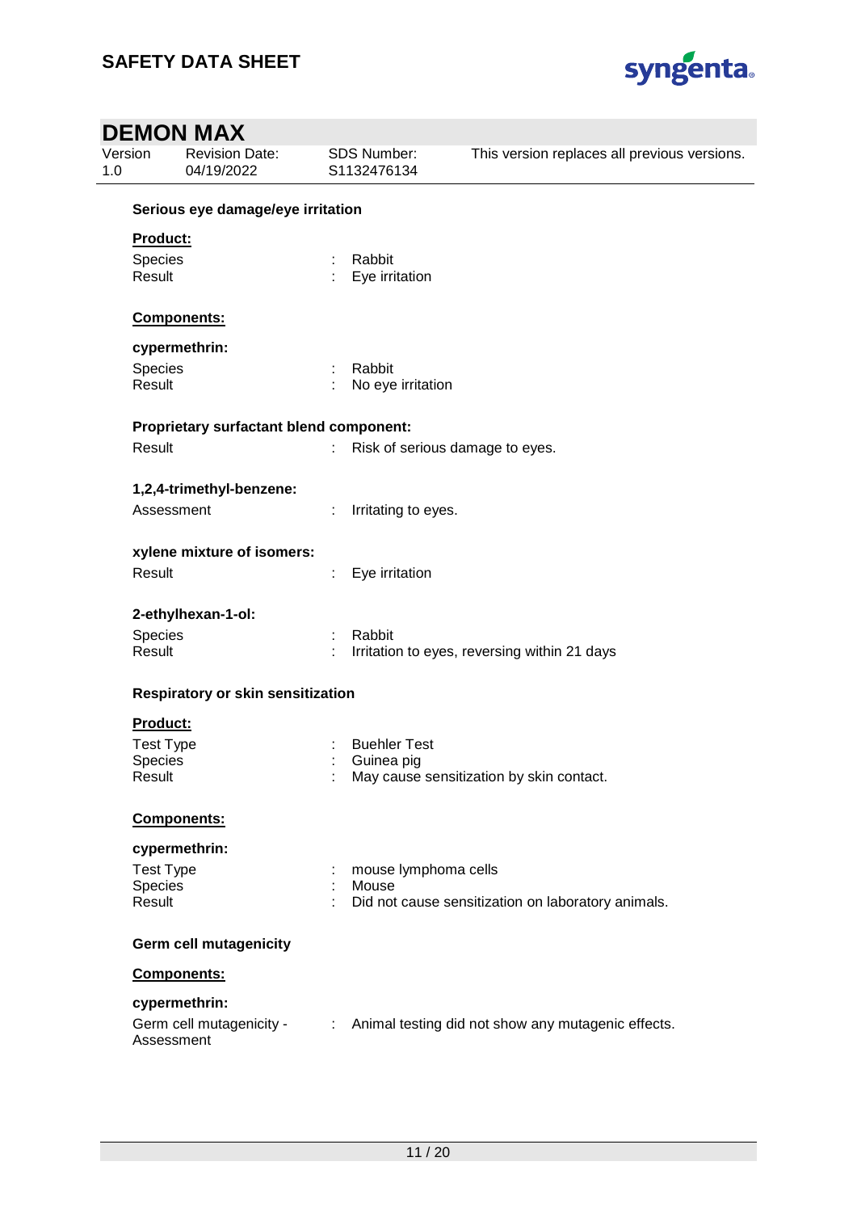**Serious eye damage/eye irritation**

**Product:**

| | | |
|---|---|---|
| Species | : | Rabbit |
| Result | : | Eye irritation |

**Components:**

**cypermethrin:**

| | | |
|---|---|---|
| Species | : | Rabbit |
| Result | : | No eye irritation |

**Proprietary surfactant blend component:**

| | | |
|---|---|---|
| Result | : | Risk of serious damage to eyes. |

**1,2,4-trimethyl-benzene:**

| | | |
|---|---|---|
| Assessment | : | Irritating to eyes. |

**xylene mixture of isomers:**

| | | |
|---|---|---|
| Result | : | Eye irritation |

**2-ethylhexan-1-ol:**

| | | |
|---|---|---|
| Species | : | Rabbit |
| Result | : | Irritation to eyes, reversing within 21 days |

**Respiratory or skin sensitization**

**Product:**

| | | |
|---|---|---|
| Test Type | : | Buehler Test |
| Species | : | Guinea pig |
| Result | : | May cause sensitization by skin contact. |

**Components:**

**cypermethrin:**

| | | |
|---|---|---|
| Test Type | : | mouse lymphoma cells |
| Species | : | Mouse |
| Result | : | Did not cause sensitization on laboratory animals. |

**Germ cell mutagenicity**

**Components:**

**cypermethrin:**

| | | |
|---|---|---|
| Germ cell mutagenicity - Assessment | : | Animal testing did not show any mutagenic effects. |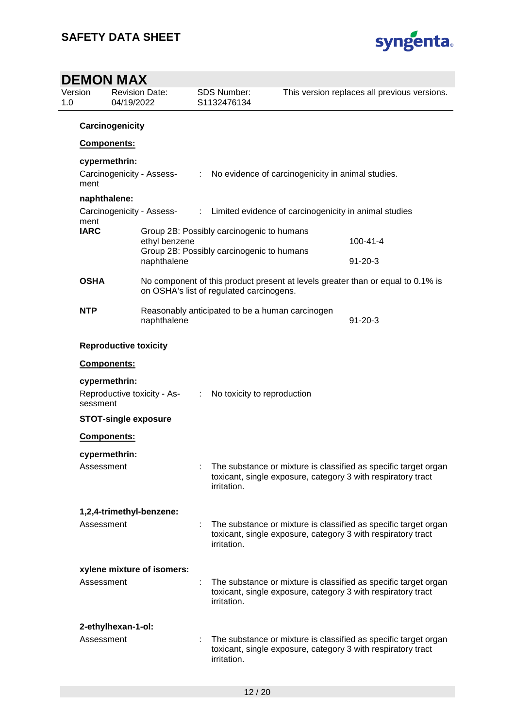### Carcinogenicity

**Components:**

**cypermethrin:**

Carcinogenicity - Assessment : No evidence of carcinogenicity in animal studies.

**naphthalene:**

Carcinogenicity - Assessment : Limited evidence of carcinogenicity in animal studies

| | | |
|---|---|---|
| **IARC** | Group 2B: Possibly carcinogenic to humans<br>ethyl benzene | 100-41-4 |
| | Group 2B: Possibly carcinogenic to humans<br>naphthalene | 91-20-3 |
| **OSHA** | No component of this product present at levels greater than or equal to 0.1% is on OSHA's list of regulated carcinogens. | |
| **NTP** | Reasonably anticipated to be a human carcinogen<br>naphthalene | 91-20-3 |

### Reproductive toxicity

**Components:**

**cypermethrin:**

Reproductive toxicity - Assessment : No toxicity to reproduction

### STOT-single exposure

**Components:**

**cypermethrin:**

Assessment : The substance or mixture is classified as specific target organ toxicant, single exposure, category 3 with respiratory tract irritation.

**1,2,4-trimethyl-benzene:**

Assessment : The substance or mixture is classified as specific target organ toxicant, single exposure, category 3 with respiratory tract irritation.

**xylene mixture of isomers:**

Assessment : The substance or mixture is classified as specific target organ toxicant, single exposure, category 3 with respiratory tract irritation.

**2-ethylhexan-1-ol:**

Assessment : The substance or mixture is classified as specific target organ toxicant, single exposure, category 3 with respiratory tract irritation.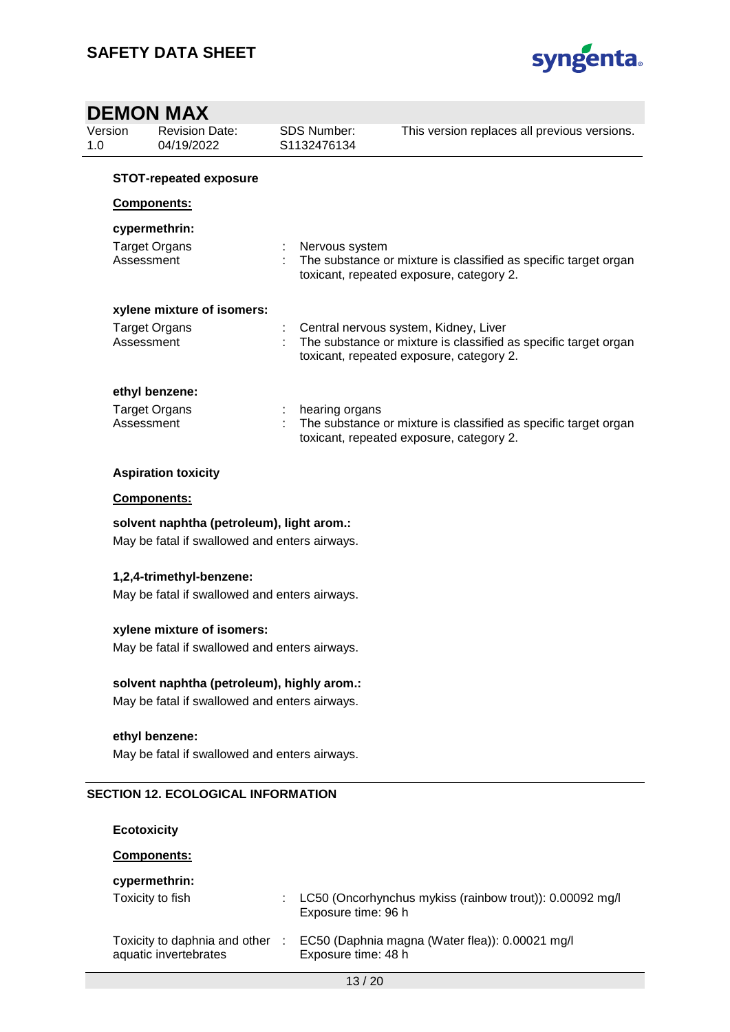### STOT-repeated exposure

**Components:**

**cypermethrin:**

| | | |
|---|---|---|
| Target Organs | : | Nervous system |
| Assessment | : | The substance or mixture is classified as specific target organ toxicant, repeated exposure, category 2. |

**xylene mixture of isomers:**

| | | |
|---|---|---|
| Target Organs | : | Central nervous system, Kidney, Liver |
| Assessment | : | The substance or mixture is classified as specific target organ toxicant, repeated exposure, category 2. |

**ethyl benzene:**

| | | |
|---|---|---|
| Target Organs | : | hearing organs |
| Assessment | : | The substance or mixture is classified as specific target organ toxicant, repeated exposure, category 2. |

### Aspiration toxicity

**Components:**

**solvent naphtha (petroleum), light arom.:**
May be fatal if swallowed and enters airways.

**1,2,4-trimethyl-benzene:**
May be fatal if swallowed and enters airways.

**xylene mixture of isomers:**
May be fatal if swallowed and enters airways.

**solvent naphtha (petroleum), highly arom.:**
May be fatal if swallowed and enters airways.

**ethyl benzene:**
May be fatal if swallowed and enters airways.

## SECTION 12. ECOLOGICAL INFORMATION

### Ecotoxicity

**Components:**

**cypermethrin:**

| | | |
|---|---|---|
| Toxicity to fish | : | LC50 (Oncorhynchus mykiss (rainbow trout)): 0.00092 mg/l<br>Exposure time: 96 h |
| Toxicity to daphnia and other aquatic invertebrates | : | EC50 (Daphnia magna (Water flea)): 0.00021 mg/l<br>Exposure time: 48 h |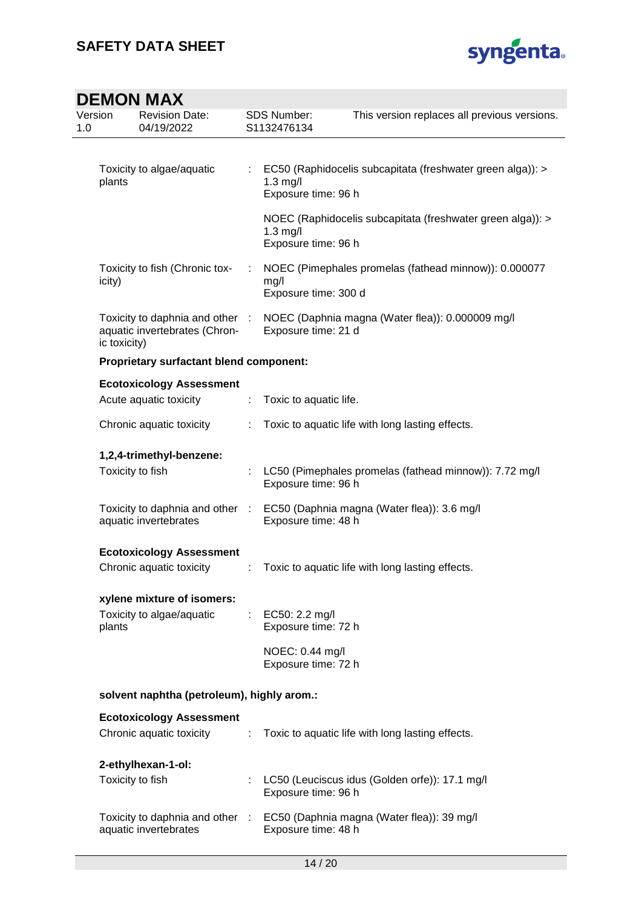| | | |
|---|---|---|
| Toxicity to algae/aquatic plants | : | EC50 (Raphidocelis subcapitata (freshwater green alga)): > 1.3 mg/l<br>Exposure time: 96 h |
| | | NOEC (Raphidocelis subcapitata (freshwater green alga)): > 1.3 mg/l<br>Exposure time: 96 h |
| Toxicity to fish (Chronic toxicity) | : | NOEC (Pimephales promelas (fathead minnow)): 0.000077 mg/l<br>Exposure time: 300 d |
| Toxicity to daphnia and other aquatic invertebrates (Chronic toxicity) | : | NOEC (Daphnia magna (Water flea)): 0.000009 mg/l<br>Exposure time: 21 d |

**Proprietary surfactant blend component:**

**Ecotoxicology Assessment**

| | | |
|---|---|---|
| Acute aquatic toxicity | : | Toxic to aquatic life. |
| Chronic aquatic toxicity | : | Toxic to aquatic life with long lasting effects. |

**1,2,4-trimethyl-benzene:**

| | | |
|---|---|---|
| Toxicity to fish | : | LC50 (Pimephales promelas (fathead minnow)): 7.72 mg/l<br>Exposure time: 96 h |
| Toxicity to daphnia and other aquatic invertebrates | : | EC50 (Daphnia magna (Water flea)): 3.6 mg/l<br>Exposure time: 48 h |

**Ecotoxicology Assessment**

| | | |
|---|---|---|
| Chronic aquatic toxicity | : | Toxic to aquatic life with long lasting effects. |

**xylene mixture of isomers:**

| | | |
|---|---|---|
| Toxicity to algae/aquatic plants | : | EC50: 2.2 mg/l<br>Exposure time: 72 h |
| | | NOEC: 0.44 mg/l<br>Exposure time: 72 h |

**solvent naphtha (petroleum), highly arom.:**

**Ecotoxicology Assessment**

| | | |
|---|---|---|
| Chronic aquatic toxicity | : | Toxic to aquatic life with long lasting effects. |

**2-ethylhexan-1-ol:**

| | | |
|---|---|---|
| Toxicity to fish | : | LC50 (Leuciscus idus (Golden orfe)): 17.1 mg/l<br>Exposure time: 96 h |
| Toxicity to daphnia and other aquatic invertebrates | : | EC50 (Daphnia magna (Water flea)): 39 mg/l<br>Exposure time: 48 h |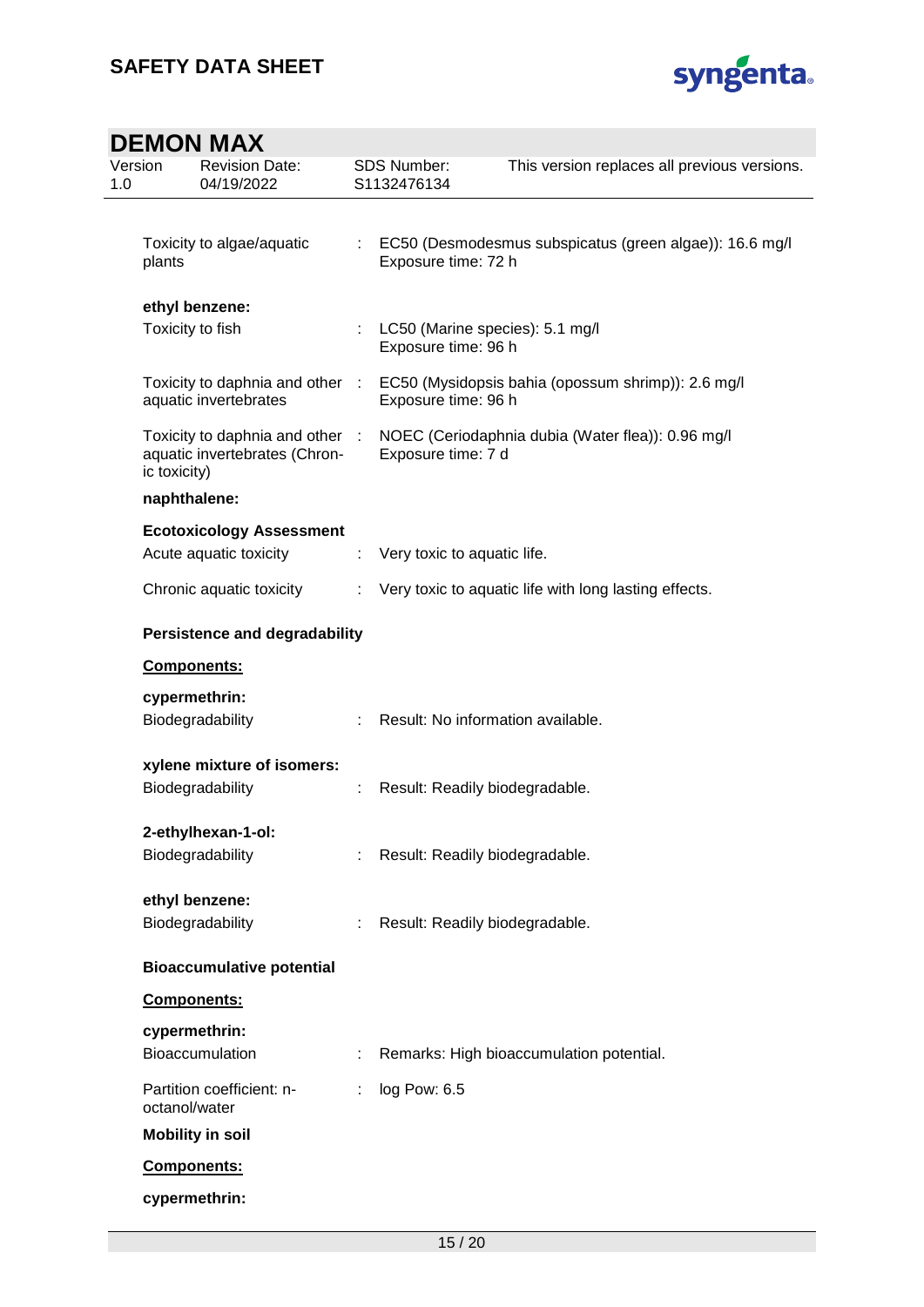Toxicity to algae/aquatic plants : EC50 (Desmodesmus subspicatus (green algae)): 16.6 mg/l
Exposure time: 72 h

**ethyl benzene:**

Toxicity to fish : LC50 (Marine species): 5.1 mg/l
Exposure time: 96 h

Toxicity to daphnia and other aquatic invertebrates : EC50 (Mysidopsis bahia (opossum shrimp)): 2.6 mg/l
Exposure time: 96 h

Toxicity to daphnia and other aquatic invertebrates (Chronic toxicity) : NOEC (Ceriodaphnia dubia (Water flea)): 0.96 mg/l
Exposure time: 7 d

**naphthalene:**

**Ecotoxicology Assessment**

Acute aquatic toxicity : Very toxic to aquatic life.

Chronic aquatic toxicity : Very toxic to aquatic life with long lasting effects.

**Persistence and degradability**

**Components:**

**cypermethrin:**

Biodegradability : Result: No information available.

**xylene mixture of isomers:**

Biodegradability : Result: Readily biodegradable.

**2-ethylhexan-1-ol:**

Biodegradability : Result: Readily biodegradable.

**ethyl benzene:**

Biodegradability : Result: Readily biodegradable.

**Bioaccumulative potential**

**Components:**

**cypermethrin:**

Bioaccumulation : Remarks: High bioaccumulation potential.

Partition coefficient: n-octanol/water : log Pow: 6.5

**Mobility in soil**

**Components:**

**cypermethrin:**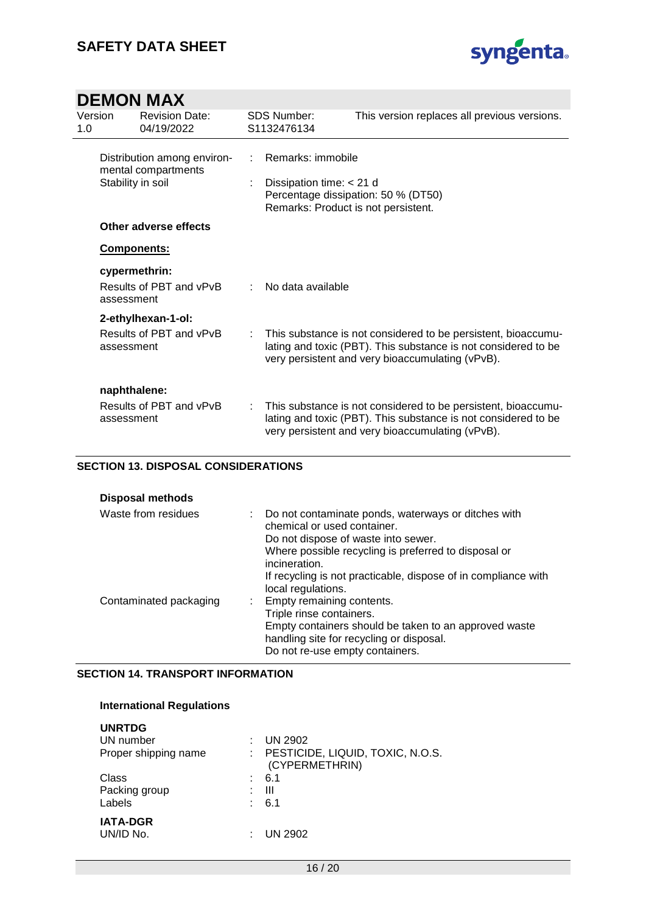| | | |
|---|---|---|
| Distribution among environmental compartments | : | Remarks: immobile |
| Stability in soil | : | Dissipation time: < 21 d<br>Percentage dissipation: 50 % (DT50)<br>Remarks: Product is not persistent. |

**Other adverse effects**

**Components:**

**cypermethrin:**

| | | |
|---|---|---|
| Results of PBT and vPvB assessment | : | No data available |

**2-ethylhexan-1-ol:**

| | | |
|---|---|---|
| Results of PBT and vPvB assessment | : | This substance is not considered to be persistent, bioaccumulating and toxic (PBT). This substance is not considered to be very persistent and very bioaccumulating (vPvB). |

**naphthalene:**

| | | |
|---|---|---|
| Results of PBT and vPvB assessment | : | This substance is not considered to be persistent, bioaccumulating and toxic (PBT). This substance is not considered to be very persistent and very bioaccumulating (vPvB). |

## SECTION 13. DISPOSAL CONSIDERATIONS

**Disposal methods**

| | | |
|---|---|---|
| Waste from residues | : | Do not contaminate ponds, waterways or ditches with chemical or used container.<br>Do not dispose of waste into sewer.<br>Where possible recycling is preferred to disposal or incineration.<br>If recycling is not practicable, dispose of in compliance with local regulations. |
| Contaminated packaging | : | Empty remaining contents.<br>Triple rinse containers.<br>Empty containers should be taken to an approved waste handling site for recycling or disposal.<br>Do not re-use empty containers. |

## SECTION 14. TRANSPORT INFORMATION

**International Regulations**

**UNRTDG**

| | | |
|---|---|---|
| UN number | : | UN 2902 |
| Proper shipping name | : | PESTICIDE, LIQUID, TOXIC, N.O.S. (CYPERMETHRIN) |
| Class | : | 6.1 |
| Packing group | : | III |
| Labels | : | 6.1 |

**IATA-DGR**

| | | |
|---|---|---|
| UN/ID No. | : | UN 2902 |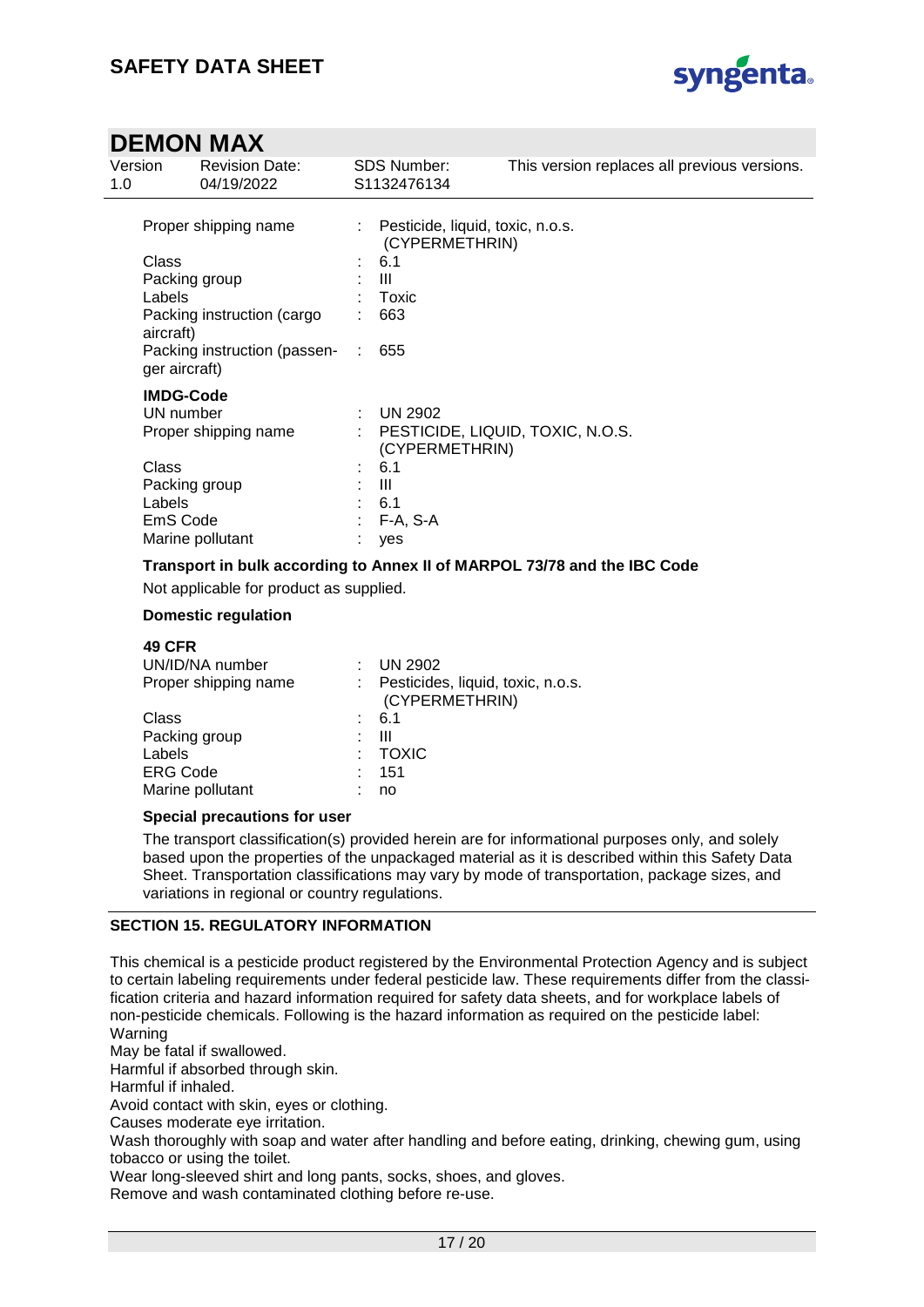| Proper shipping name | : | Pesticide, liquid, toxic, n.o.s. (CYPERMETHRIN) |
|---|---|---|
| Class | : | 6.1 |
| Packing group | : | III |
| Labels | : | Toxic |
| Packing instruction (cargo aircraft) | : | 663 |
| Packing instruction (passenger aircraft) | : | 655 |

**IMDG-Code**

| UN number | : | UN 2902 |
|---|---|---|
| Proper shipping name | : | PESTICIDE, LIQUID, TOXIC, N.O.S. (CYPERMETHRIN) |
| Class | : | 6.1 |
| Packing group | : | III |
| Labels | : | 6.1 |
| EmS Code | : | F-A, S-A |
| Marine pollutant | : | yes |

**Transport in bulk according to Annex II of MARPOL 73/78 and the IBC Code**

Not applicable for product as supplied.

**Domestic regulation**

**49 CFR**

| UN/ID/NA number | : | UN 2902 |
|---|---|---|
| Proper shipping name | : | Pesticides, liquid, toxic, n.o.s. (CYPERMETHRIN) |
| Class | : | 6.1 |
| Packing group | : | III |
| Labels | : | TOXIC |
| ERG Code | : | 151 |
| Marine pollutant | : | no |

**Special precautions for user**

The transport classification(s) provided herein are for informational purposes only, and solely based upon the properties of the unpackaged material as it is described within this Safety Data Sheet. Transportation classifications may vary by mode of transportation, package sizes, and variations in regional or country regulations.

## SECTION 15. REGULATORY INFORMATION

This chemical is a pesticide product registered by the Environmental Protection Agency and is subject to certain labeling requirements under federal pesticide law. These requirements differ from the classification criteria and hazard information required for safety data sheets, and for workplace labels of non-pesticide chemicals. Following is the hazard information as required on the pesticide label:
Warning
May be fatal if swallowed.
Harmful if absorbed through skin.
Harmful if inhaled.
Avoid contact with skin, eyes or clothing.
Causes moderate eye irritation.
Wash thoroughly with soap and water after handling and before eating, drinking, chewing gum, using tobacco or using the toilet.
Wear long-sleeved shirt and long pants, socks, shoes, and gloves.
Remove and wash contaminated clothing before re-use.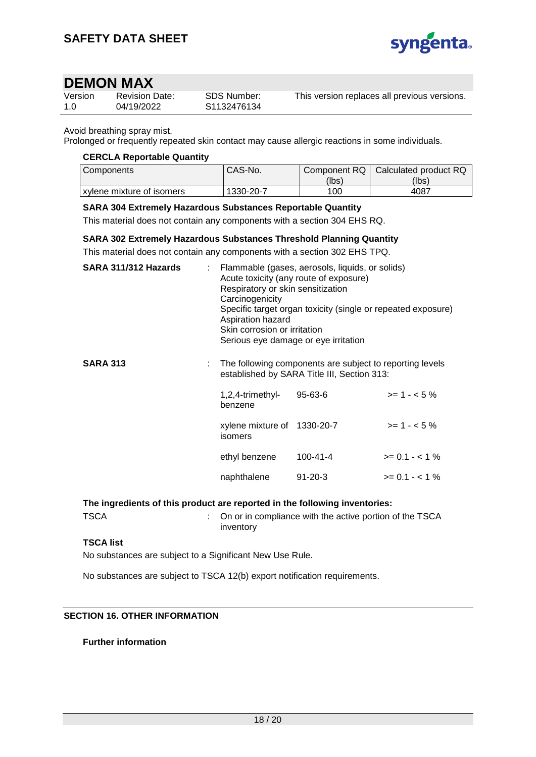Avoid breathing spray mist.
Prolonged or frequently repeated skin contact may cause allergic reactions in some individuals.

**CERCLA Reportable Quantity**

| Components | CAS-No. | Component RQ (lbs) | Calculated product RQ (lbs) |
|---|---|---|---|
| xylene mixture of isomers | 1330-20-7 | 100 | 4087 |

**SARA 304 Extremely Hazardous Substances Reportable Quantity**

This material does not contain any components with a section 304 EHS RQ.

**SARA 302 Extremely Hazardous Substances Threshold Planning Quantity**

This material does not contain any components with a section 302 EHS TPQ.

**SARA 311/312 Hazards** : Flammable (gases, aerosols, liquids, or solids)
Acute toxicity (any route of exposure)
Respiratory or skin sensitization
Carcinogenicity
Specific target organ toxicity (single or repeated exposure)
Aspiration hazard
Skin corrosion or irritation
Serious eye damage or eye irritation

**SARA 313** : The following components are subject to reporting levels established by SARA Title III, Section 313:

| | | |
|---|---|---|
| 1,2,4-trimethyl-benzene | 95-63-6 | >= 1 - < 5 % |
| xylene mixture of isomers | 1330-20-7 | >= 1 - < 5 % |
| ethyl benzene | 100-41-4 | >= 0.1 - < 1 % |
| naphthalene | 91-20-3 | >= 0.1 - < 1 % |

**The ingredients of this product are reported in the following inventories:**

TSCA : On or in compliance with the active portion of the TSCA inventory

**TSCA list**

No substances are subject to a Significant New Use Rule.

No substances are subject to TSCA 12(b) export notification requirements.

## SECTION 16. OTHER INFORMATION

**Further information**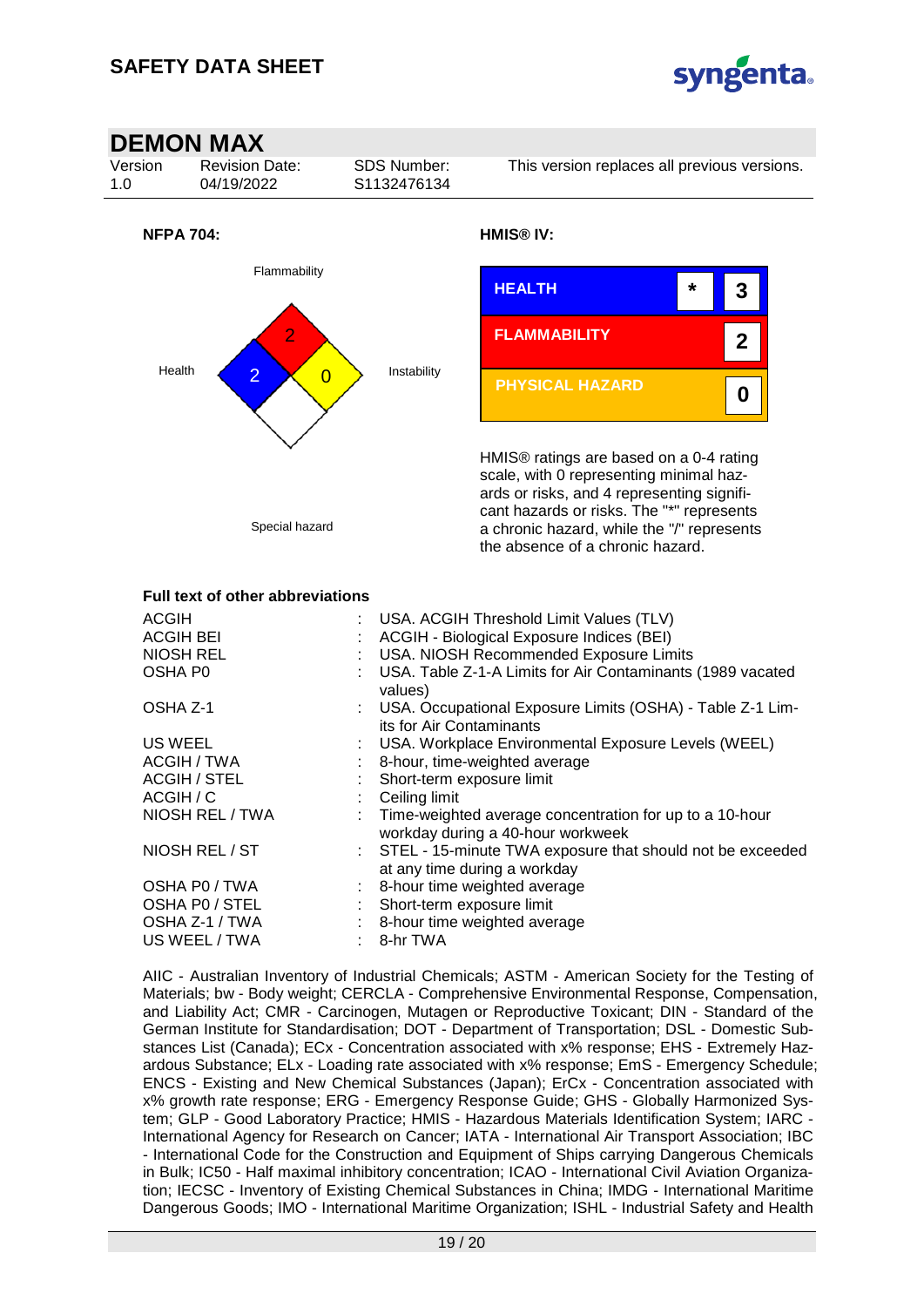## DEMON MAX

| Version | Revision Date: | SDS Number: | This version replaces all previous versions. |
|---|---|---|---|
| 1.0 | 04/19/2022 | S1132476134 | |

**NFPA 704:**

Flammability: 2
Health: 2
Instability: 0
Special hazard

**HMIS® IV:**

| | | |
|---|---|---|
| HEALTH | * | 3 |
| FLAMMABILITY | | 2 |
| PHYSICAL HAZARD | | 0 |

HMIS® ratings are based on a 0-4 rating scale, with 0 representing minimal hazards or risks, and 4 representing significant hazards or risks. The "*" represents a chronic hazard, while the "/" represents the absence of a chronic hazard.

**Full text of other abbreviations**

| | | |
|---|---|---|
| ACGIH | : | USA. ACGIH Threshold Limit Values (TLV) |
| ACGIH BEI | : | ACGIH - Biological Exposure Indices (BEI) |
| NIOSH REL | : | USA. NIOSH Recommended Exposure Limits |
| OSHA P0 | : | USA. Table Z-1-A Limits for Air Contaminants (1989 vacated values) |
| OSHA Z-1 | : | USA. Occupational Exposure Limits (OSHA) - Table Z-1 Limits for Air Contaminants |
| US WEEL | : | USA. Workplace Environmental Exposure Levels (WEEL) |
| ACGIH / TWA | : | 8-hour, time-weighted average |
| ACGIH / STEL | : | Short-term exposure limit |
| ACGIH / C | : | Ceiling limit |
| NIOSH REL / TWA | : | Time-weighted average concentration for up to a 10-hour workday during a 40-hour workweek |
| NIOSH REL / ST | : | STEL - 15-minute TWA exposure that should not be exceeded at any time during a workday |
| OSHA P0 / TWA | : | 8-hour time weighted average |
| OSHA P0 / STEL | : | Short-term exposure limit |
| OSHA Z-1 / TWA | : | 8-hour time weighted average |
| US WEEL / TWA | : | 8-hr TWA |

AIIC - Australian Inventory of Industrial Chemicals; ASTM - American Society for the Testing of Materials; bw - Body weight; CERCLA - Comprehensive Environmental Response, Compensation, and Liability Act; CMR - Carcinogen, Mutagen or Reproductive Toxicant; DIN - Standard of the German Institute for Standardisation; DOT - Department of Transportation; DSL - Domestic Substances List (Canada); ECx - Concentration associated with x% response; EHS - Extremely Hazardous Substance; ELx - Loading rate associated with x% response; EmS - Emergency Schedule; ENCS - Existing and New Chemical Substances (Japan); ErCx - Concentration associated with x% growth rate response; ERG - Emergency Response Guide; GHS - Globally Harmonized System; GLP - Good Laboratory Practice; HMIS - Hazardous Materials Identification System; IARC - International Agency for Research on Cancer; IATA - International Air Transport Association; IBC - International Code for the Construction and Equipment of Ships carrying Dangerous Chemicals in Bulk; IC50 - Half maximal inhibitory concentration; ICAO - International Civil Aviation Organization; IECSC - Inventory of Existing Chemical Substances in China; IMDG - International Maritime Dangerous Goods; IMO - International Maritime Organization; ISHL - Industrial Safety and Health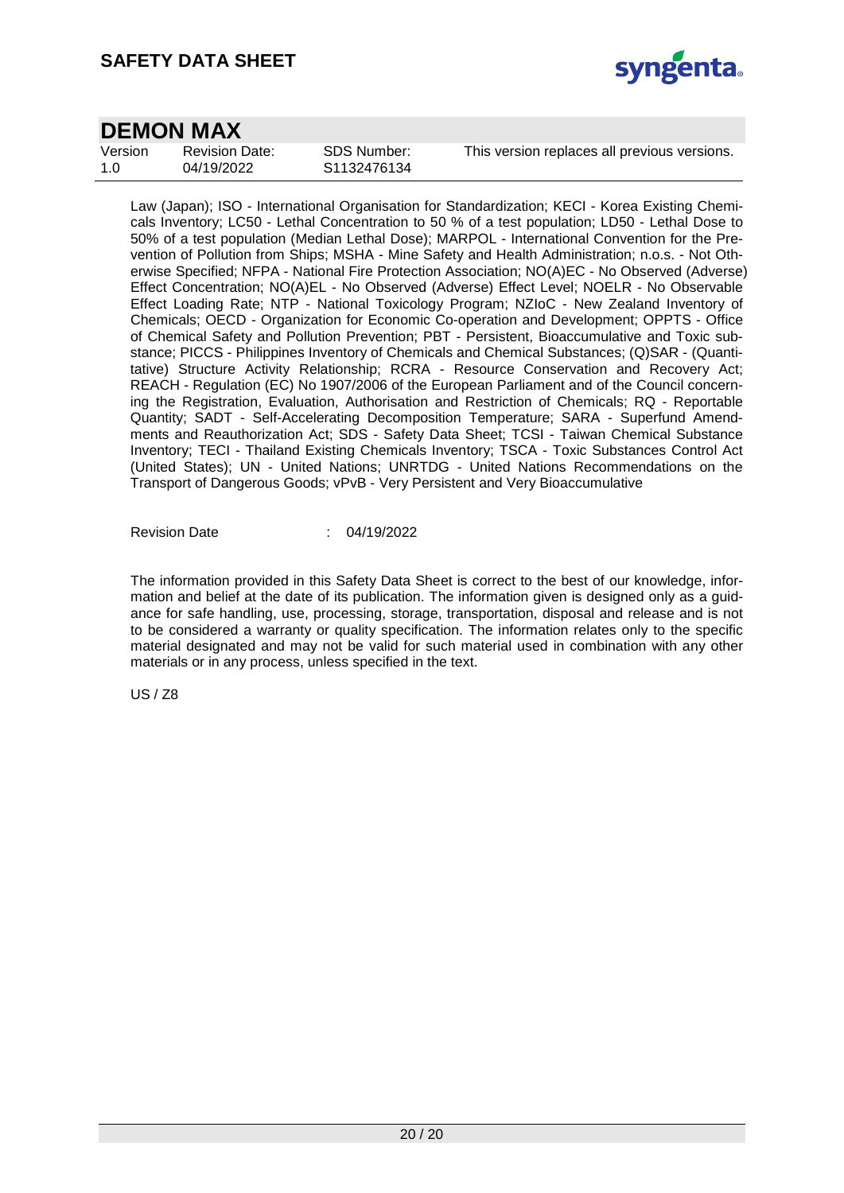Law (Japan); ISO - International Organisation for Standardization; KECI - Korea Existing Chemicals Inventory; LC50 - Lethal Concentration to 50 % of a test population; LD50 - Lethal Dose to 50% of a test population (Median Lethal Dose); MARPOL - International Convention for the Prevention of Pollution from Ships; MSHA - Mine Safety and Health Administration; n.o.s. - Not Otherwise Specified; NFPA - National Fire Protection Association; NO(A)EC - No Observed (Adverse) Effect Concentration; NO(A)EL - No Observed (Adverse) Effect Level; NOELR - No Observable Effect Loading Rate; NTP - National Toxicology Program; NZIoC - New Zealand Inventory of Chemicals; OECD - Organization for Economic Co-operation and Development; OPPTS - Office of Chemical Safety and Pollution Prevention; PBT - Persistent, Bioaccumulative and Toxic substance; PICCS - Philippines Inventory of Chemicals and Chemical Substances; (Q)SAR - (Quantitative) Structure Activity Relationship; RCRA - Resource Conservation and Recovery Act; REACH - Regulation (EC) No 1907/2006 of the European Parliament and of the Council concerning the Registration, Evaluation, Authorisation and Restriction of Chemicals; RQ - Reportable Quantity; SADT - Self-Accelerating Decomposition Temperature; SARA - Superfund Amendments and Reauthorization Act; SDS - Safety Data Sheet; TCSI - Taiwan Chemical Substance Inventory; TECI - Thailand Existing Chemicals Inventory; TSCA - Toxic Substances Control Act (United States); UN - United Nations; UNRTDG - United Nations Recommendations on the Transport of Dangerous Goods; vPvB - Very Persistent and Very Bioaccumulative

Revision Date : 04/19/2022

The information provided in this Safety Data Sheet is correct to the best of our knowledge, information and belief at the date of its publication. The information given is designed only as a guidance for safe handling, use, processing, storage, transportation, disposal and release and is not to be considered a warranty or quality specification. The information relates only to the specific material designated and may not be valid for such material used in combination with any other materials or in any process, unless specified in the text.

US / Z8